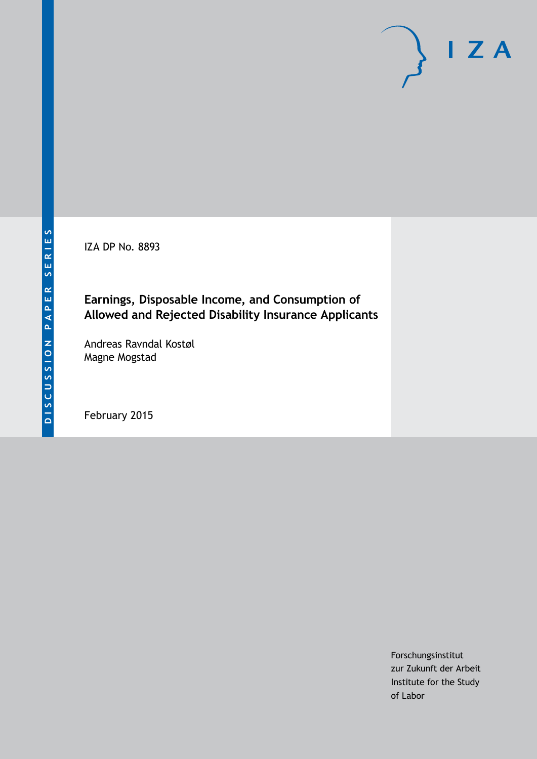DISCUSSION PAPER SERIES

IZA

IZA DP No. 8893

# Earnings, Disposable Income, and Consumption of Allowed and Rejected Disability Insurance Applicants

Andreas Ravndal Kostøl
Magne Mogstad

February 2015

Forschungsinstitut
zur Zukunft der Arbeit
Institute for the Study
of Labor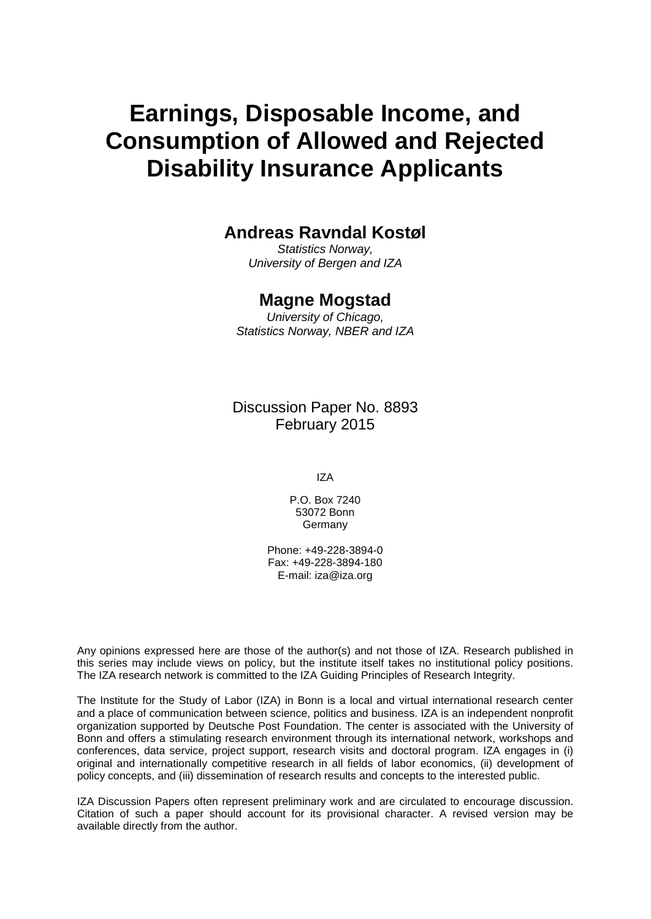# Earnings, Disposable Income, and Consumption of Allowed and Rejected Disability Insurance Applicants

## Andreas Ravndal Kostøl

*Statistics Norway,*
*University of Bergen and IZA*

## Magne Mogstad

*University of Chicago,*
*Statistics Norway, NBER and IZA*

Discussion Paper No. 8893
February 2015

IZA

P.O. Box 7240
53072 Bonn
Germany

Phone: +49-228-3894-0
Fax: +49-228-3894-180
E-mail: iza@iza.org

Any opinions expressed here are those of the author(s) and not those of IZA. Research published in this series may include views on policy, but the institute itself takes no institutional policy positions. The IZA research network is committed to the IZA Guiding Principles of Research Integrity.

The Institute for the Study of Labor (IZA) in Bonn is a local and virtual international research center and a place of communication between science, politics and business. IZA is an independent nonprofit organization supported by Deutsche Post Foundation. The center is associated with the University of Bonn and offers a stimulating research environment through its international network, workshops and conferences, data service, project support, research visits and doctoral program. IZA engages in (i) original and internationally competitive research in all fields of labor economics, (ii) development of policy concepts, and (iii) dissemination of research results and concepts to the interested public.

IZA Discussion Papers often represent preliminary work and are circulated to encourage discussion. Citation of such a paper should account for its provisional character. A revised version may be available directly from the author.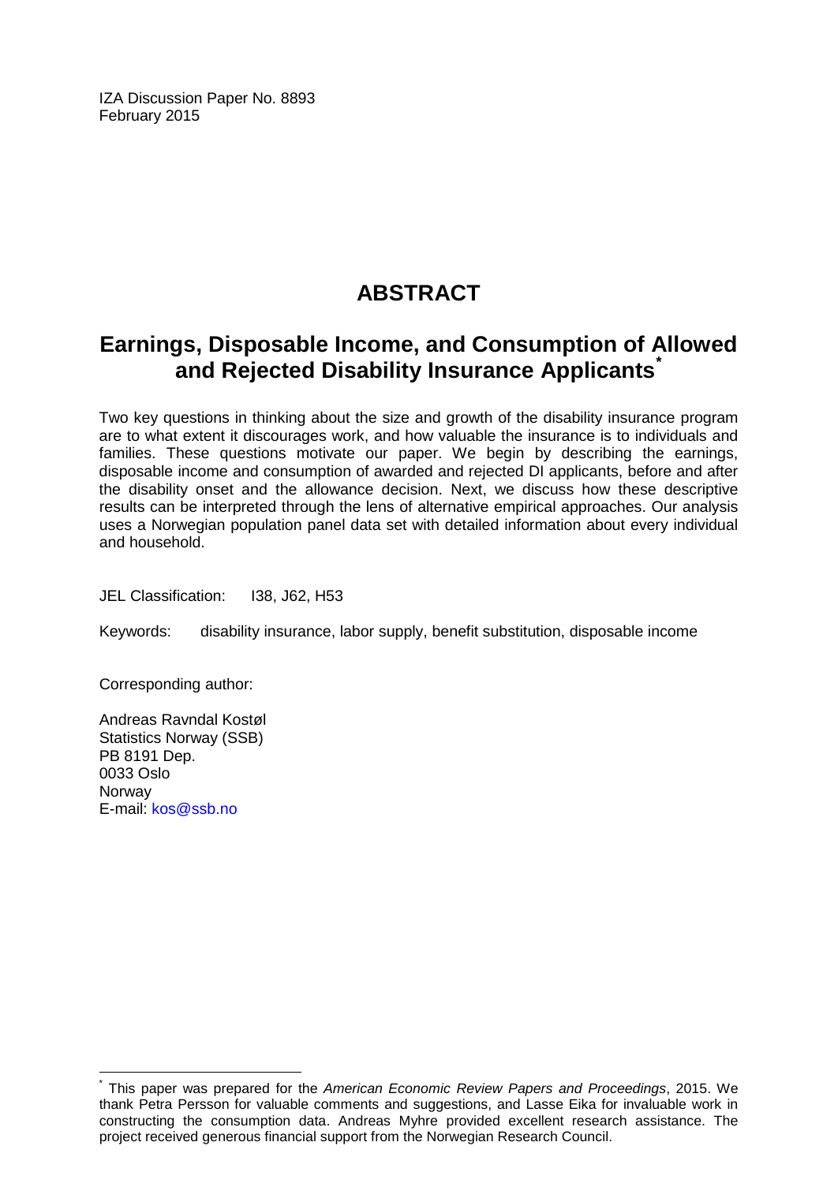IZA Discussion Paper No. 8893
February 2015

# ABSTRACT

## Earnings, Disposable Income, and Consumption of Allowed and Rejected Disability Insurance Applicants[*]

Two key questions in thinking about the size and growth of the disability insurance program are to what extent it discourages work, and how valuable the insurance is to individuals and families. These questions motivate our paper. We begin by describing the earnings, disposable income and consumption of awarded and rejected DI applicants, before and after the disability onset and the allowance decision. Next, we discuss how these descriptive results can be interpreted through the lens of alternative empirical approaches. Our analysis uses a Norwegian population panel data set with detailed information about every individual and household.

JEL Classification: I38, J62, H53

Keywords: disability insurance, labor supply, benefit substitution, disposable income

Corresponding author:

Andreas Ravndal Kostøl
Statistics Norway (SSB)
PB 8191 Dep.
0033 Oslo
Norway
E-mail: kos@ssb.no

---

[*] This paper was prepared for the *American Economic Review Papers and Proceedings*, 2015. We thank Petra Persson for valuable comments and suggestions, and Lasse Eika for invaluable work in constructing the consumption data. Andreas Myhre provided excellent research assistance. The project received generous financial support from the Norwegian Research Council.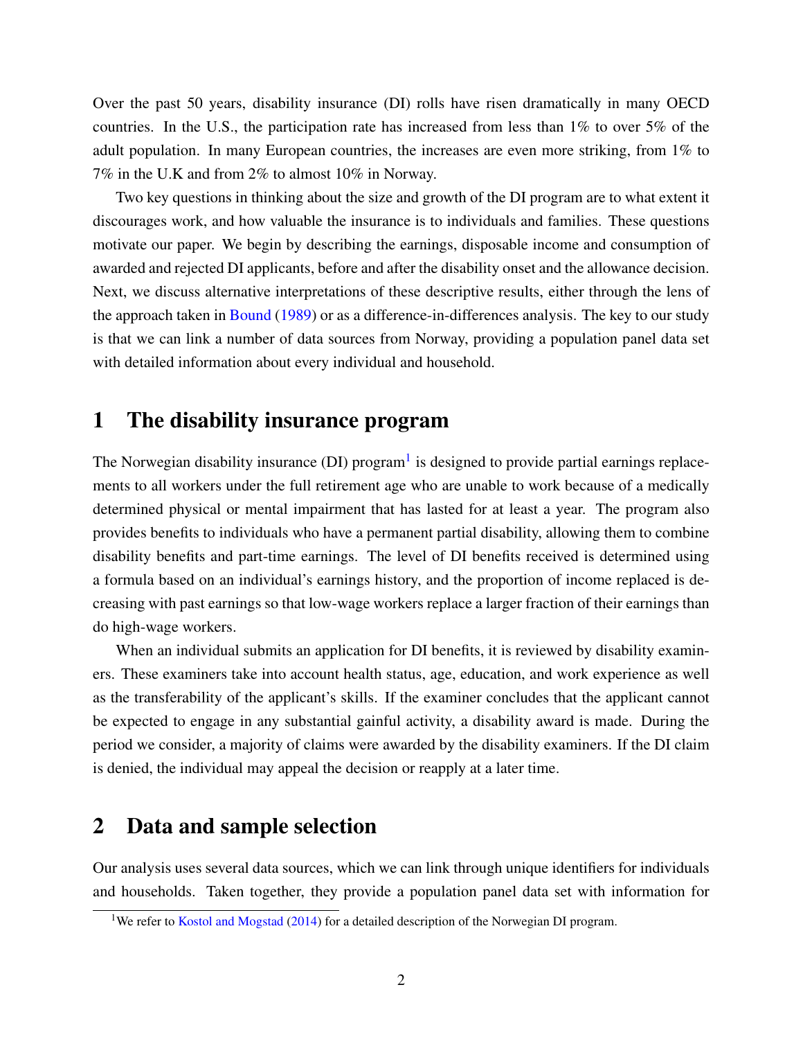Over the past 50 years, disability insurance (DI) rolls have risen dramatically in many OECD countries. In the U.S., the participation rate has increased from less than 1% to over 5% of the adult population. In many European countries, the increases are even more striking, from 1% to 7% in the U.K and from 2% to almost 10% in Norway.

Two key questions in thinking about the size and growth of the DI program are to what extent it discourages work, and how valuable the insurance is to individuals and families. These questions motivate our paper. We begin by describing the earnings, disposable income and consumption of awarded and rejected DI applicants, before and after the disability onset and the allowance decision. Next, we discuss alternative interpretations of these descriptive results, either through the lens of the approach taken in Bound (1989) or as a difference-in-differences analysis. The key to our study is that we can link a number of data sources from Norway, providing a population panel data set with detailed information about every individual and household.

# 1 The disability insurance program

The Norwegian disability insurance (DI) program[1] is designed to provide partial earnings replacements to all workers under the full retirement age who are unable to work because of a medically determined physical or mental impairment that has lasted for at least a year. The program also provides benefits to individuals who have a permanent partial disability, allowing them to combine disability benefits and part-time earnings. The level of DI benefits received is determined using a formula based on an individual's earnings history, and the proportion of income replaced is decreasing with past earnings so that low-wage workers replace a larger fraction of their earnings than do high-wage workers.

When an individual submits an application for DI benefits, it is reviewed by disability examiners. These examiners take into account health status, age, education, and work experience as well as the transferability of the applicant's skills. If the examiner concludes that the applicant cannot be expected to engage in any substantial gainful activity, a disability award is made. During the period we consider, a majority of claims were awarded by the disability examiners. If the DI claim is denied, the individual may appeal the decision or reapply at a later time.

# 2 Data and sample selection

Our analysis uses several data sources, which we can link through unique identifiers for individuals and households. Taken together, they provide a population panel data set with information for

[1] We refer to Kostol and Mogstad (2014) for a detailed description of the Norwegian DI program.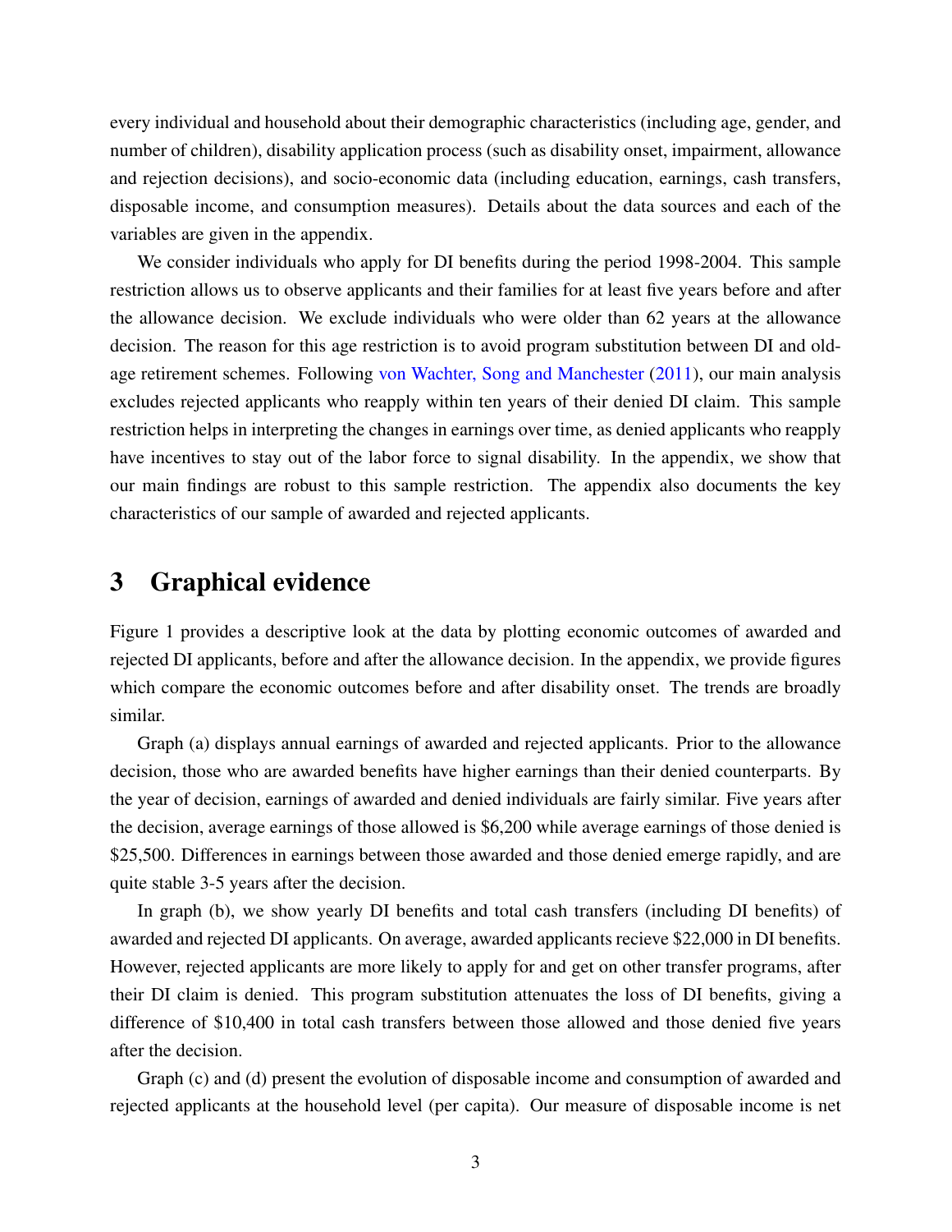every individual and household about their demographic characteristics (including age, gender, and number of children), disability application process (such as disability onset, impairment, allowance and rejection decisions), and socio-economic data (including education, earnings, cash transfers, disposable income, and consumption measures). Details about the data sources and each of the variables are given in the appendix.

We consider individuals who apply for DI benefits during the period 1998-2004. This sample restriction allows us to observe applicants and their families for at least five years before and after the allowance decision. We exclude individuals who were older than 62 years at the allowance decision. The reason for this age restriction is to avoid program substitution between DI and old-age retirement schemes. Following von Wachter, Song and Manchester (2011), our main analysis excludes rejected applicants who reapply within ten years of their denied DI claim. This sample restriction helps in interpreting the changes in earnings over time, as denied applicants who reapply have incentives to stay out of the labor force to signal disability. In the appendix, we show that our main findings are robust to this sample restriction. The appendix also documents the key characteristics of our sample of awarded and rejected applicants.

# 3 Graphical evidence

Figure 1 provides a descriptive look at the data by plotting economic outcomes of awarded and rejected DI applicants, before and after the allowance decision. In the appendix, we provide figures which compare the economic outcomes before and after disability onset. The trends are broadly similar.

Graph (a) displays annual earnings of awarded and rejected applicants. Prior to the allowance decision, those who are awarded benefits have higher earnings than their denied counterparts. By the year of decision, earnings of awarded and denied individuals are fairly similar. Five years after the decision, average earnings of those allowed is $6,200 while average earnings of those denied is $25,500. Differences in earnings between those awarded and those denied emerge rapidly, and are quite stable 3-5 years after the decision.

In graph (b), we show yearly DI benefits and total cash transfers (including DI benefits) of awarded and rejected DI applicants. On average, awarded applicants recieve $22,000 in DI benefits. However, rejected applicants are more likely to apply for and get on other transfer programs, after their DI claim is denied. This program substitution attenuates the loss of DI benefits, giving a difference of $10,400 in total cash transfers between those allowed and those denied five years after the decision.

Graph (c) and (d) present the evolution of disposable income and consumption of awarded and rejected applicants at the household level (per capita). Our measure of disposable income is net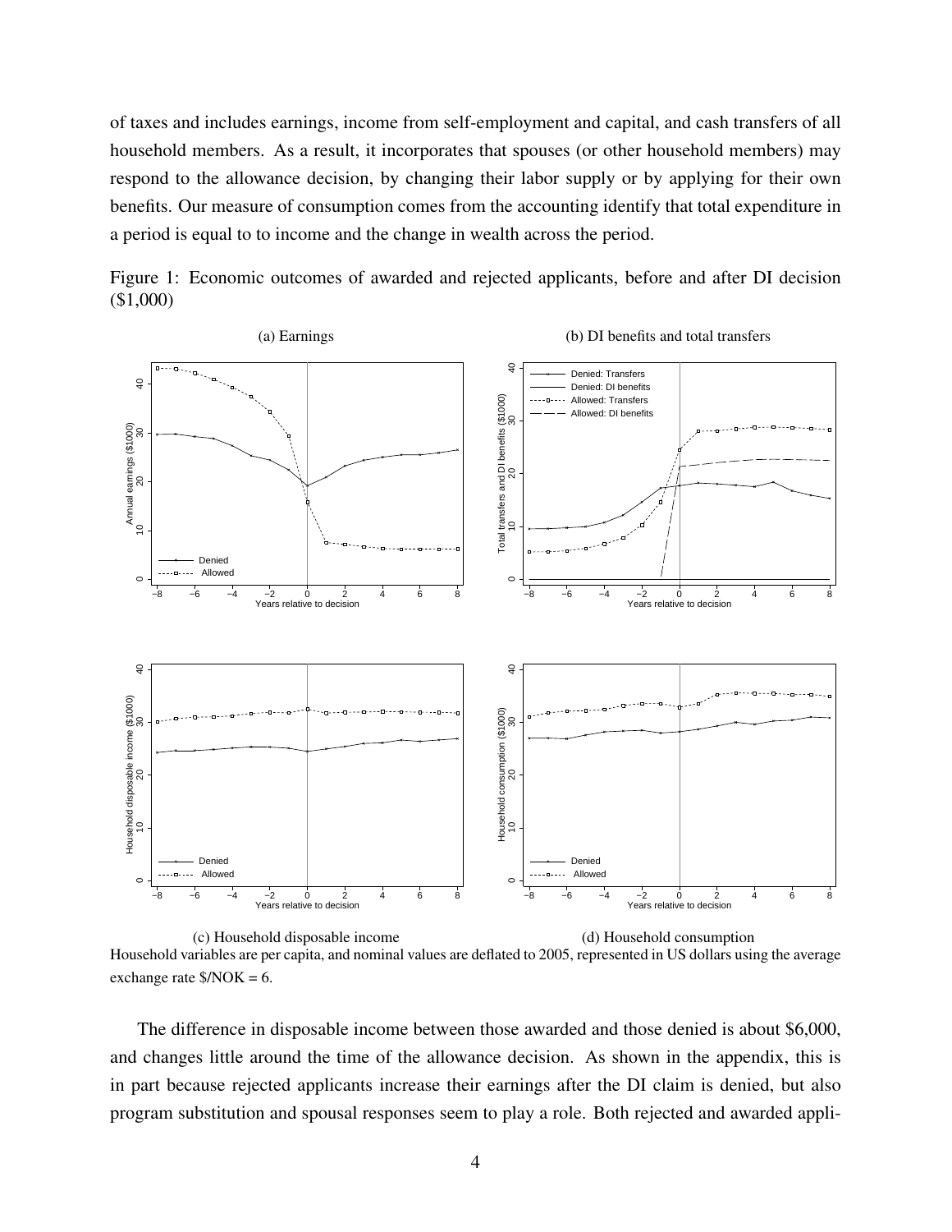of taxes and includes earnings, income from self-employment and capital, and cash transfers of all household members. As a result, it incorporates that spouses (or other household members) may respond to the allowance decision, by changing their labor supply or by applying for their own benefits. Our measure of consumption comes from the accounting identify that total expenditure in a period is equal to to income and the change in wealth across the period.

Figure 1: Economic outcomes of awarded and rejected applicants, before and after DI decision ($1,000)

(a) Earnings

(b) DI benefits and total transfers

(c) Household disposable income

(d) Household consumption

Household variables are per capita, and nominal values are deflated to 2005, represented in US dollars using the average exchange rate $/NOK = 6.

The difference in disposable income between those awarded and those denied is about $6,000, and changes little around the time of the allowance decision. As shown in the appendix, this is in part because rejected applicants increase their earnings after the DI claim is denied, but also program substitution and spousal responses seem to play a role. Both rejected and awarded appli-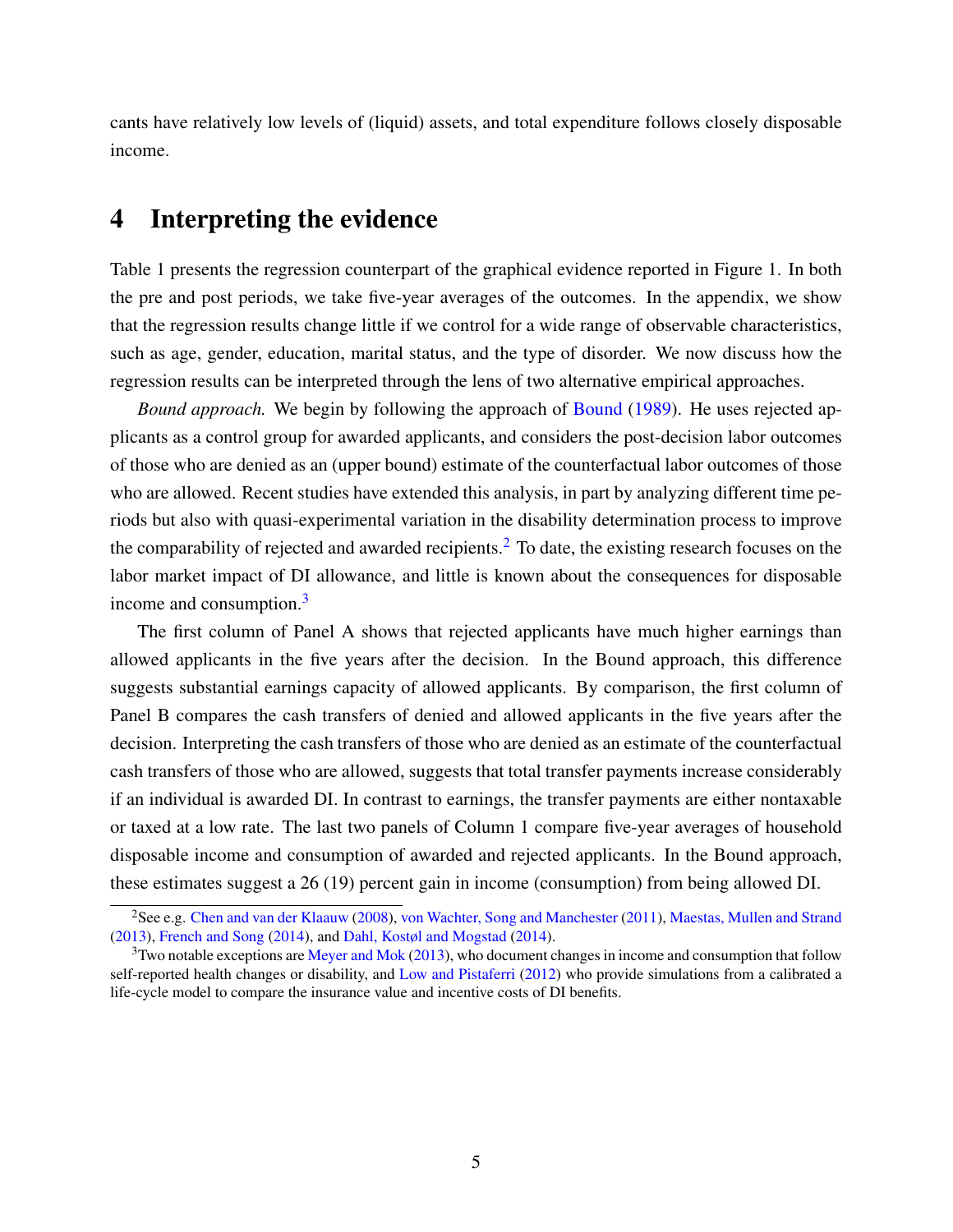cants have relatively low levels of (liquid) assets, and total expenditure follows closely disposable income.

# 4 Interpreting the evidence

Table 1 presents the regression counterpart of the graphical evidence reported in Figure 1. In both the pre and post periods, we take five-year averages of the outcomes. In the appendix, we show that the regression results change little if we control for a wide range of observable characteristics, such as age, gender, education, marital status, and the type of disorder. We now discuss how the regression results can be interpreted through the lens of two alternative empirical approaches.

*Bound approach.* We begin by following the approach of Bound (1989). He uses rejected applicants as a control group for awarded applicants, and considers the post-decision labor outcomes of those who are denied as an (upper bound) estimate of the counterfactual labor outcomes of those who are allowed. Recent studies have extended this analysis, in part by analyzing different time periods but also with quasi-experimental variation in the disability determination process to improve the comparability of rejected and awarded recipients.[2] To date, the existing research focuses on the labor market impact of DI allowance, and little is known about the consequences for disposable income and consumption.[3]

The first column of Panel A shows that rejected applicants have much higher earnings than allowed applicants in the five years after the decision. In the Bound approach, this difference suggests substantial earnings capacity of allowed applicants. By comparison, the first column of Panel B compares the cash transfers of denied and allowed applicants in the five years after the decision. Interpreting the cash transfers of those who are denied as an estimate of the counterfactual cash transfers of those who are allowed, suggests that total transfer payments increase considerably if an individual is awarded DI. In contrast to earnings, the transfer payments are either nontaxable or taxed at a low rate. The last two panels of Column 1 compare five-year averages of household disposable income and consumption of awarded and rejected applicants. In the Bound approach, these estimates suggest a 26 (19) percent gain in income (consumption) from being allowed DI.

---

[2] See e.g. Chen and van der Klaauw (2008), von Wachter, Song and Manchester (2011), Maestas, Mullen and Strand (2013), French and Song (2014), and Dahl, Kostøl and Mogstad (2014).

[3] Two notable exceptions are Meyer and Mok (2013), who document changes in income and consumption that follow self-reported health changes or disability, and Low and Pistaferri (2012) who provide simulations from a calibrated a life-cycle model to compare the insurance value and incentive costs of DI benefits.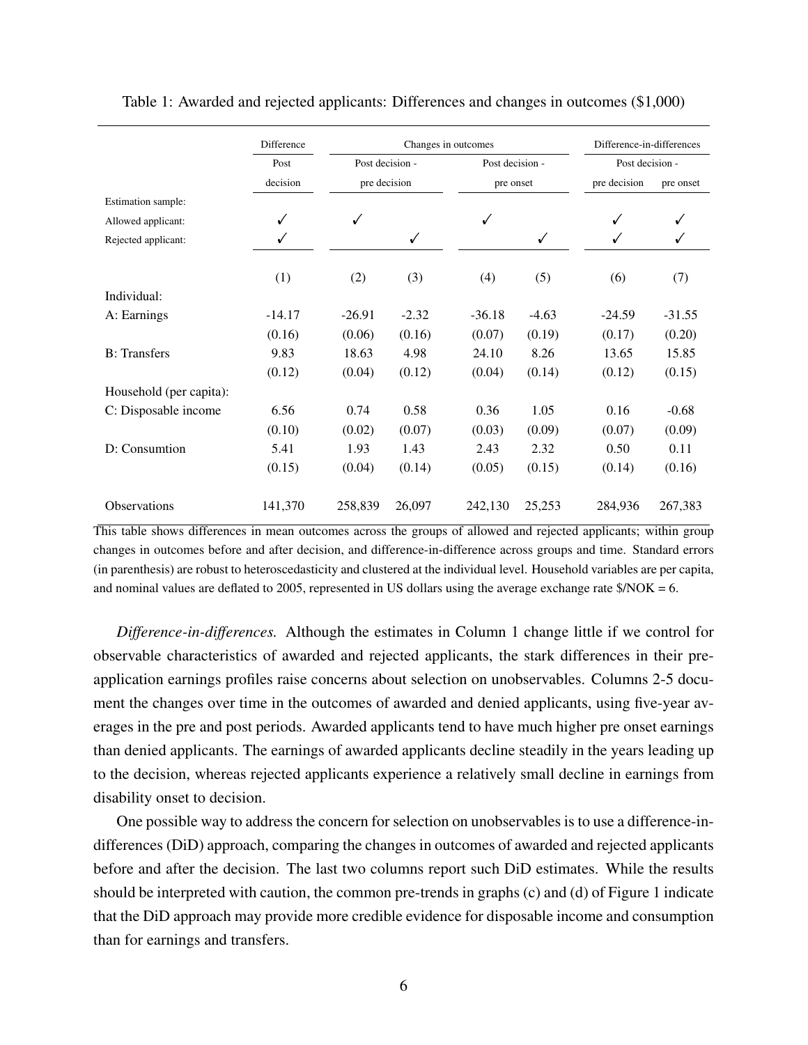Table 1: Awarded and rejected applicants: Differences and changes in outcomes ($1,000)

| | Difference | Changes in outcomes | | | | Difference-in-differences | |
|---|---|---|---|---|---|---|---|
| | Post decision | Post decision - pre decision | | Post decision - pre onset | | Post decision - | |
| | | | | | | pre decision | pre onset |
| Estimation sample: | | | | | | | |
| Allowed applicant: | ✓ | ✓ | | ✓ | | ✓ | ✓ |
| Rejected applicant: | ✓ | | ✓ | | ✓ | ✓ | ✓ |
| | (1) | (2) | (3) | (4) | (5) | (6) | (7) |
| Individual: | | | | | | | |
| A: Earnings | -14.17 | -26.91 | -2.32 | -36.18 | -4.63 | -24.59 | -31.55 |
| | (0.16) | (0.06) | (0.16) | (0.07) | (0.19) | (0.17) | (0.20) |
| B: Transfers | 9.83 | 18.63 | 4.98 | 24.10 | 8.26 | 13.65 | 15.85 |
| | (0.12) | (0.04) | (0.12) | (0.04) | (0.14) | (0.12) | (0.15) |
| Household (per capita): | | | | | | | |
| C: Disposable income | 6.56 | 0.74 | 0.58 | 0.36 | 1.05 | 0.16 | -0.68 |
| | (0.10) | (0.02) | (0.07) | (0.03) | (0.09) | (0.07) | (0.09) |
| D: Consumtion | 5.41 | 1.93 | 1.43 | 2.43 | 2.32 | 0.50 | 0.11 |
| | (0.15) | (0.04) | (0.14) | (0.05) | (0.15) | (0.14) | (0.16) |
| Observations | 141,370 | 258,839 | 26,097 | 242,130 | 25,253 | 284,936 | 267,383 |

This table shows differences in mean outcomes across the groups of allowed and rejected applicants; within group changes in outcomes before and after decision, and difference-in-difference across groups and time. Standard errors (in parenthesis) are robust to heteroscedasticity and clustered at the individual level. Household variables are per capita, and nominal values are deflated to 2005, represented in US dollars using the average exchange rate $/NOK = 6.

*Difference-in-differences.* Although the estimates in Column 1 change little if we control for observable characteristics of awarded and rejected applicants, the stark differences in their pre-application earnings profiles raise concerns about selection on unobservables. Columns 2-5 document the changes over time in the outcomes of awarded and denied applicants, using five-year averages in the pre and post periods. Awarded applicants tend to have much higher pre onset earnings than denied applicants. The earnings of awarded applicants decline steadily in the years leading up to the decision, whereas rejected applicants experience a relatively small decline in earnings from disability onset to decision.

One possible way to address the concern for selection on unobservables is to use a difference-in-differences (DiD) approach, comparing the changes in outcomes of awarded and rejected applicants before and after the decision. The last two columns report such DiD estimates. While the results should be interpreted with caution, the common pre-trends in graphs (c) and (d) of Figure 1 indicate that the DiD approach may provide more credible evidence for disposable income and consumption than for earnings and transfers.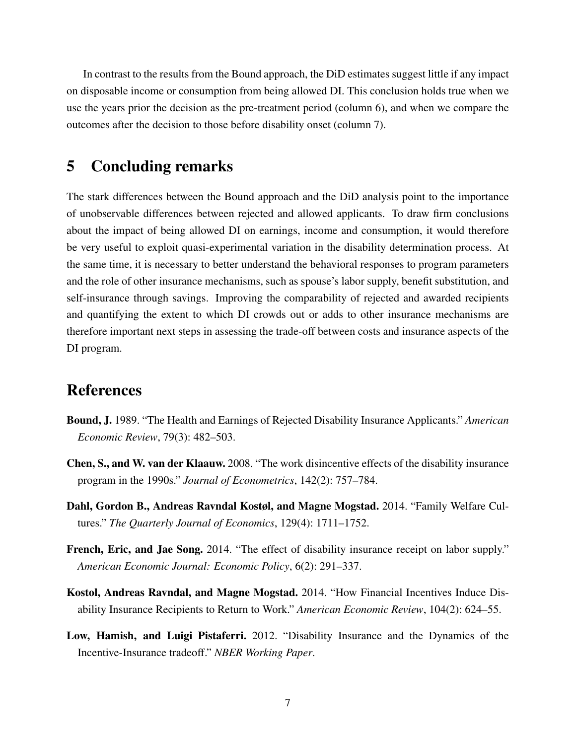In contrast to the results from the Bound approach, the DiD estimates suggest little if any impact on disposable income or consumption from being allowed DI. This conclusion holds true when we use the years prior the decision as the pre-treatment period (column 6), and when we compare the outcomes after the decision to those before disability onset (column 7).

## 5 Concluding remarks

The stark differences between the Bound approach and the DiD analysis point to the importance of unobservable differences between rejected and allowed applicants. To draw firm conclusions about the impact of being allowed DI on earnings, income and consumption, it would therefore be very useful to exploit quasi-experimental variation in the disability determination process. At the same time, it is necessary to better understand the behavioral responses to program parameters and the role of other insurance mechanisms, such as spouse's labor supply, benefit substitution, and self-insurance through savings. Improving the comparability of rejected and awarded recipients and quantifying the extent to which DI crowds out or adds to other insurance mechanisms are therefore important next steps in assessing the trade-off between costs and insurance aspects of the DI program.

## References

**Bound, J.** 1989. "The Health and Earnings of Rejected Disability Insurance Applicants." *American Economic Review*, 79(3): 482–503.

**Chen, S., and W. van der Klaauw.** 2008. "The work disincentive effects of the disability insurance program in the 1990s." *Journal of Econometrics*, 142(2): 757–784.

**Dahl, Gordon B., Andreas Ravndal Kostøl, and Magne Mogstad.** 2014. "Family Welfare Cultures." *The Quarterly Journal of Economics*, 129(4): 1711–1752.

**French, Eric, and Jae Song.** 2014. "The effect of disability insurance receipt on labor supply." *American Economic Journal: Economic Policy*, 6(2): 291–337.

**Kostol, Andreas Ravndal, and Magne Mogstad.** 2014. "How Financial Incentives Induce Disability Insurance Recipients to Return to Work." *American Economic Review*, 104(2): 624–55.

**Low, Hamish, and Luigi Pistaferri.** 2012. "Disability Insurance and the Dynamics of the Incentive-Insurance tradeoff." *NBER Working Paper*.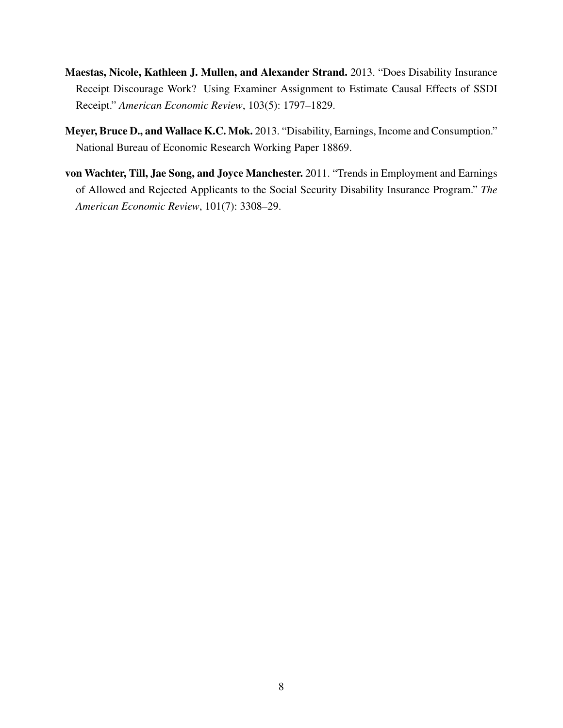**Maestas, Nicole, Kathleen J. Mullen, and Alexander Strand.** 2013. "Does Disability Insurance Receipt Discourage Work? Using Examiner Assignment to Estimate Causal Effects of SSDI Receipt." *American Economic Review*, 103(5): 1797–1829.

**Meyer, Bruce D., and Wallace K.C. Mok.** 2013. "Disability, Earnings, Income and Consumption." National Bureau of Economic Research Working Paper 18869.

**von Wachter, Till, Jae Song, and Joyce Manchester.** 2011. "Trends in Employment and Earnings of Allowed and Rejected Applicants to the Social Security Disability Insurance Program." *The American Economic Review*, 101(7): 3308–29.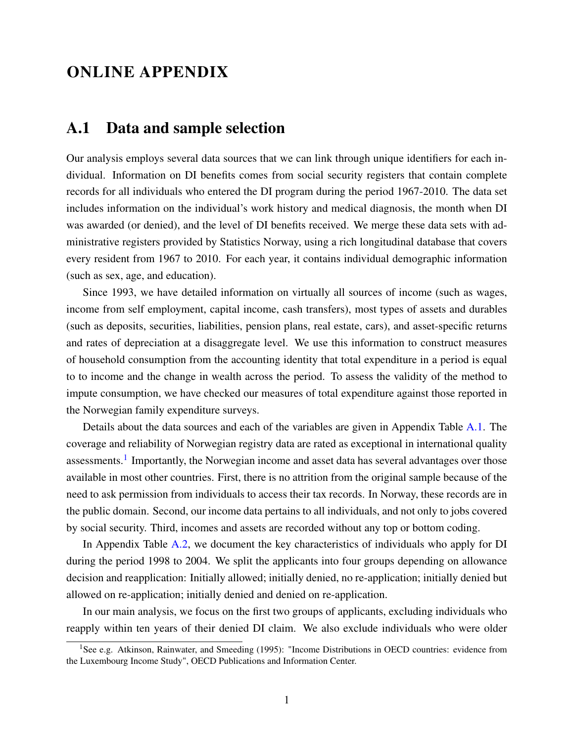# ONLINE APPENDIX

## A.1 Data and sample selection

Our analysis employs several data sources that we can link through unique identifiers for each individual. Information on DI benefits comes from social security registers that contain complete records for all individuals who entered the DI program during the period 1967-2010. The data set includes information on the individual's work history and medical diagnosis, the month when DI was awarded (or denied), and the level of DI benefits received. We merge these data sets with administrative registers provided by Statistics Norway, using a rich longitudinal database that covers every resident from 1967 to 2010. For each year, it contains individual demographic information (such as sex, age, and education).

Since 1993, we have detailed information on virtually all sources of income (such as wages, income from self employment, capital income, cash transfers), most types of assets and durables (such as deposits, securities, liabilities, pension plans, real estate, cars), and asset-specific returns and rates of depreciation at a disaggregate level. We use this information to construct measures of household consumption from the accounting identity that total expenditure in a period is equal to to income and the change in wealth across the period. To assess the validity of the method to impute consumption, we have checked our measures of total expenditure against those reported in the Norwegian family expenditure surveys.

Details about the data sources and each of the variables are given in Appendix Table A.1. The coverage and reliability of Norwegian registry data are rated as exceptional in international quality assessments.[1] Importantly, the Norwegian income and asset data has several advantages over those available in most other countries. First, there is no attrition from the original sample because of the need to ask permission from individuals to access their tax records. In Norway, these records are in the public domain. Second, our income data pertains to all individuals, and not only to jobs covered by social security. Third, incomes and assets are recorded without any top or bottom coding.

In Appendix Table A.2, we document the key characteristics of individuals who apply for DI during the period 1998 to 2004. We split the applicants into four groups depending on allowance decision and reapplication: Initially allowed; initially denied, no re-application; initially denied but allowed on re-application; initially denied and denied on re-application.

In our main analysis, we focus on the first two groups of applicants, excluding individuals who reapply within ten years of their denied DI claim. We also exclude individuals who were older

[1] See e.g. Atkinson, Rainwater, and Smeeding (1995): "Income Distributions in OECD countries: evidence from the Luxembourg Income Study", OECD Publications and Information Center.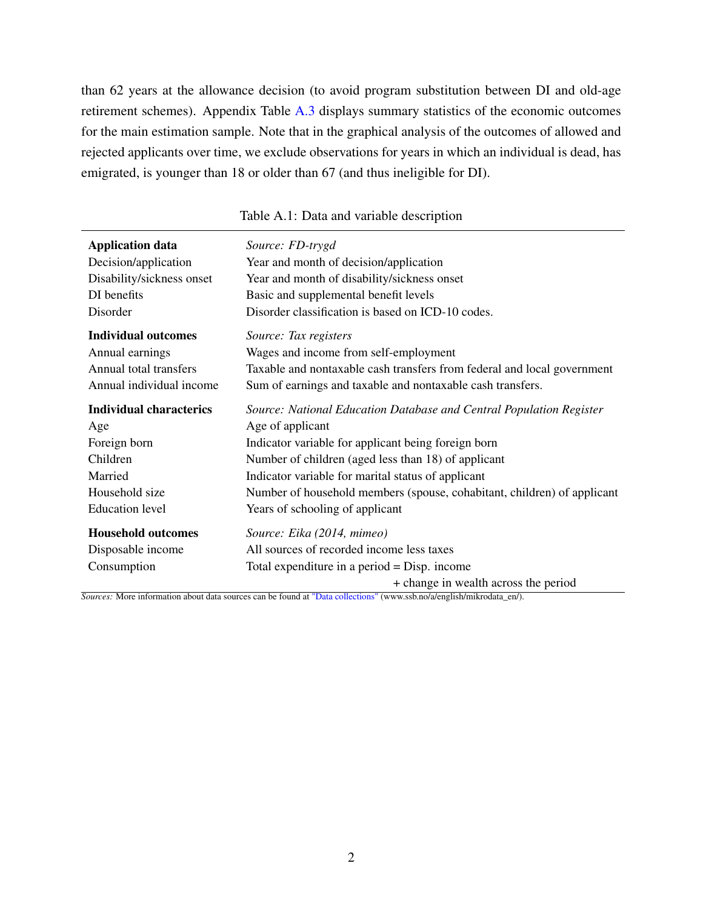than 62 years at the allowance decision (to avoid program substitution between DI and old-age retirement schemes). Appendix Table A.3 displays summary statistics of the economic outcomes for the main estimation sample. Note that in the graphical analysis of the outcomes of allowed and rejected applicants over time, we exclude observations for years in which an individual is dead, has emigrated, is younger than 18 or older than 67 (and thus ineligible for DI).

Table A.1: Data and variable description

| | |
|---|---|
| **Application data** | *Source: FD-trygd* |
| Decision/application | Year and month of decision/application |
| Disability/sickness onset | Year and month of disability/sickness onset |
| DI benefits | Basic and supplemental benefit levels |
| Disorder | Disorder classification is based on ICD-10 codes. |
| **Individual outcomes** | *Source: Tax registers* |
| Annual earnings | Wages and income from self-employment |
| Annual total transfers | Taxable and nontaxable cash transfers from federal and local government |
| Annual individual income | Sum of earnings and taxable and nontaxable cash transfers. |
| **Individual characterics** | *Source: National Education Database and Central Population Register* |
| Age | Age of applicant |
| Foreign born | Indicator variable for applicant being foreign born |
| Children | Number of children (aged less than 18) of applicant |
| Married | Indicator variable for marital status of applicant |
| Household size | Number of household members (spouse, cohabitant, children) of applicant |
| Education level | Years of schooling of applicant |
| **Household outcomes** | *Source: Eika (2014, mimeo)* |
| Disposable income | All sources of recorded income less taxes |
| Consumption | Total expenditure in a period = Disp. income + change in wealth across the period |

*Sources:* More information about data sources can be found at "Data collections" (www.ssb.no/a/english/mikrodata_en/).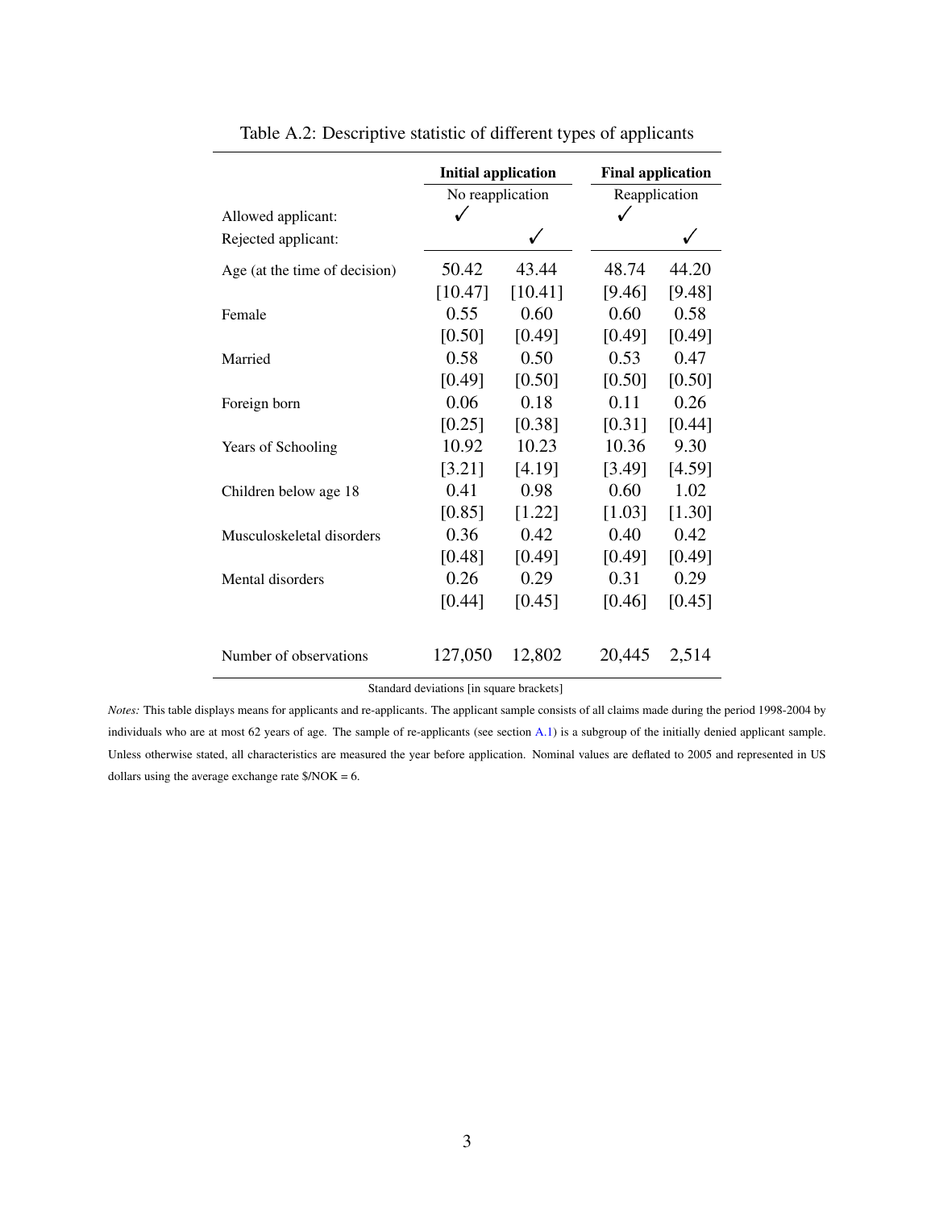Table A.2: Descriptive statistic of different types of applicants

| | Initial application | | Final application | |
|---|---|---|---|---|
| | No reapplication | | Reapplication | |
| Allowed applicant: | ✓ | | ✓ | |
| Rejected applicant: | | ✓ | | ✓ |
| Age (at the time of decision) | 50.42 | 43.44 | 48.74 | 44.20 |
| | [10.47] | [10.41] | [9.46] | [9.48] |
| Female | 0.55 | 0.60 | 0.60 | 0.58 |
| | [0.50] | [0.49] | [0.49] | [0.49] |
| Married | 0.58 | 0.50 | 0.53 | 0.47 |
| | [0.49] | [0.50] | [0.50] | [0.50] |
| Foreign born | 0.06 | 0.18 | 0.11 | 0.26 |
| | [0.25] | [0.38] | [0.31] | [0.44] |
| Years of Schooling | 10.92 | 10.23 | 10.36 | 9.30 |
| | [3.21] | [4.19] | [3.49] | [4.59] |
| Children below age 18 | 0.41 | 0.98 | 0.60 | 1.02 |
| | [0.85] | [1.22] | [1.03] | [1.30] |
| Musculoskeletal disorders | 0.36 | 0.42 | 0.40 | 0.42 |
| | [0.48] | [0.49] | [0.49] | [0.49] |
| Mental disorders | 0.26 | 0.29 | 0.31 | 0.29 |
| | [0.44] | [0.45] | [0.46] | [0.45] |
| Number of observations | 127,050 | 12,802 | 20,445 | 2,514 |

Standard deviations [in square brackets]

*Notes:* This table displays means for applicants and re-applicants. The applicant sample consists of all claims made during the period 1998-2004 by individuals who are at most 62 years of age. The sample of re-applicants (see section A.1) is a subgroup of the initially denied applicant sample. Unless otherwise stated, all characteristics are measured the year before application. Nominal values are deflated to 2005 and represented in US dollars using the average exchange rate $/NOK = 6.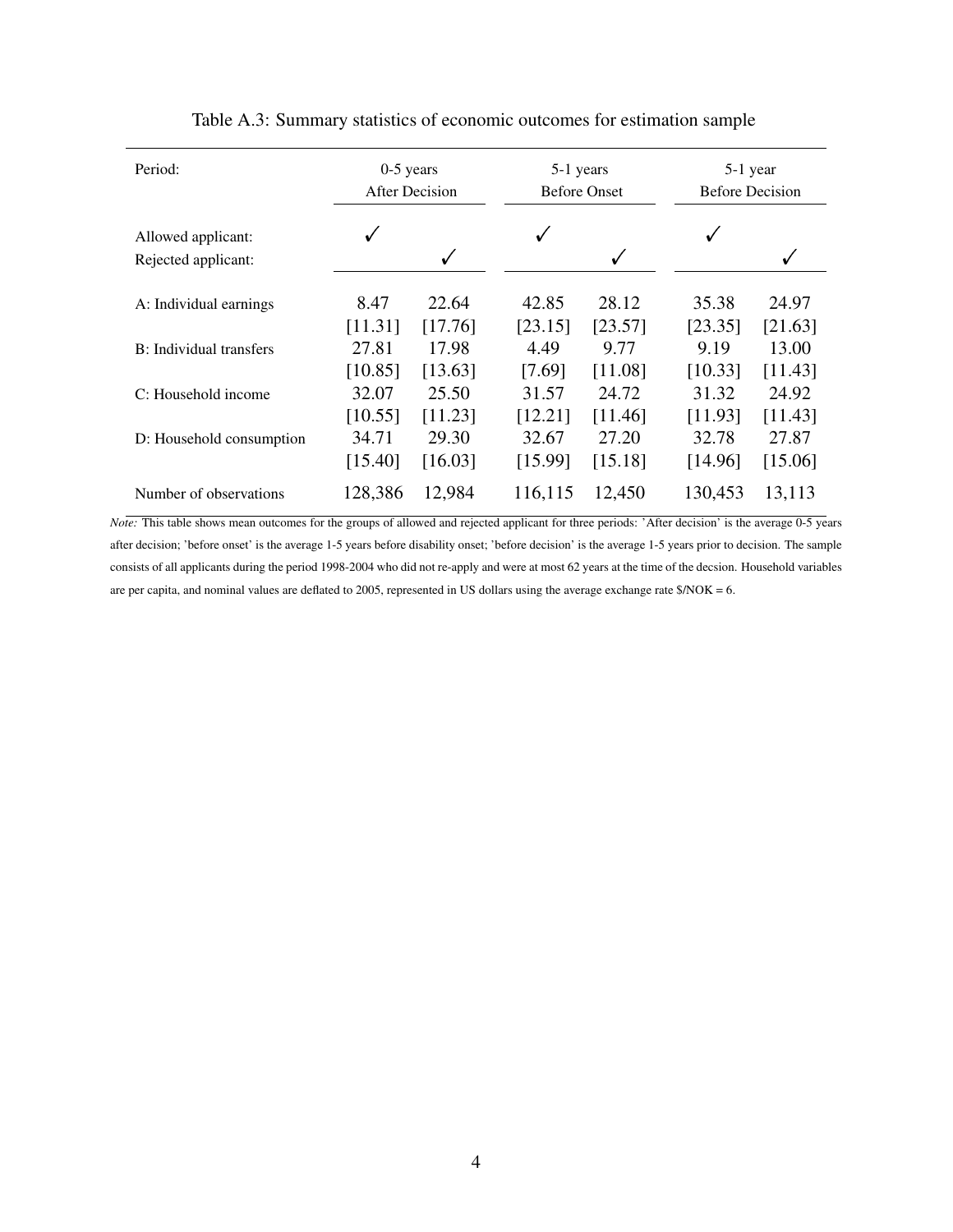Table A.3: Summary statistics of economic outcomes for estimation sample

| Period: | 0-5 years After Decision | | 5-1 years Before Onset | | 5-1 year Before Decision | |
|---|---|---|---|---|---|---|
| Allowed applicant: | ✓ | | ✓ | | ✓ | |
| Rejected applicant: | | ✓ | | ✓ | | ✓ |
| A: Individual earnings | 8.47 | 22.64 | 42.85 | 28.12 | 35.38 | 24.97 |
| | [11.31] | [17.76] | [23.15] | [23.57] | [23.35] | [21.63] |
| B: Individual transfers | 27.81 | 17.98 | 4.49 | 9.77 | 9.19 | 13.00 |
| | [10.85] | [13.63] | [7.69] | [11.08] | [10.33] | [11.43] |
| C: Household income | 32.07 | 25.50 | 31.57 | 24.72 | 31.32 | 24.92 |
| | [10.55] | [11.23] | [12.21] | [11.46] | [11.93] | [11.43] |
| D: Household consumption | 34.71 | 29.30 | 32.67 | 27.20 | 32.78 | 27.87 |
| | [15.40] | [16.03] | [15.99] | [15.18] | [14.96] | [15.06] |
| Number of observations | 128,386 | 12,984 | 116,115 | 12,450 | 130,453 | 13,113 |

*Note:* This table shows mean outcomes for the groups of allowed and rejected applicant for three periods: 'After decision' is the average 0-5 years after decision; 'before onset' is the average 1-5 years before disability onset; 'before decision' is the average 1-5 years prior to decision. The sample consists of all applicants during the period 1998-2004 who did not re-apply and were at most 62 years at the time of the decsion. Household variables are per capita, and nominal values are deflated to 2005, represented in US dollars using the average exchange rate $/NOK = 6.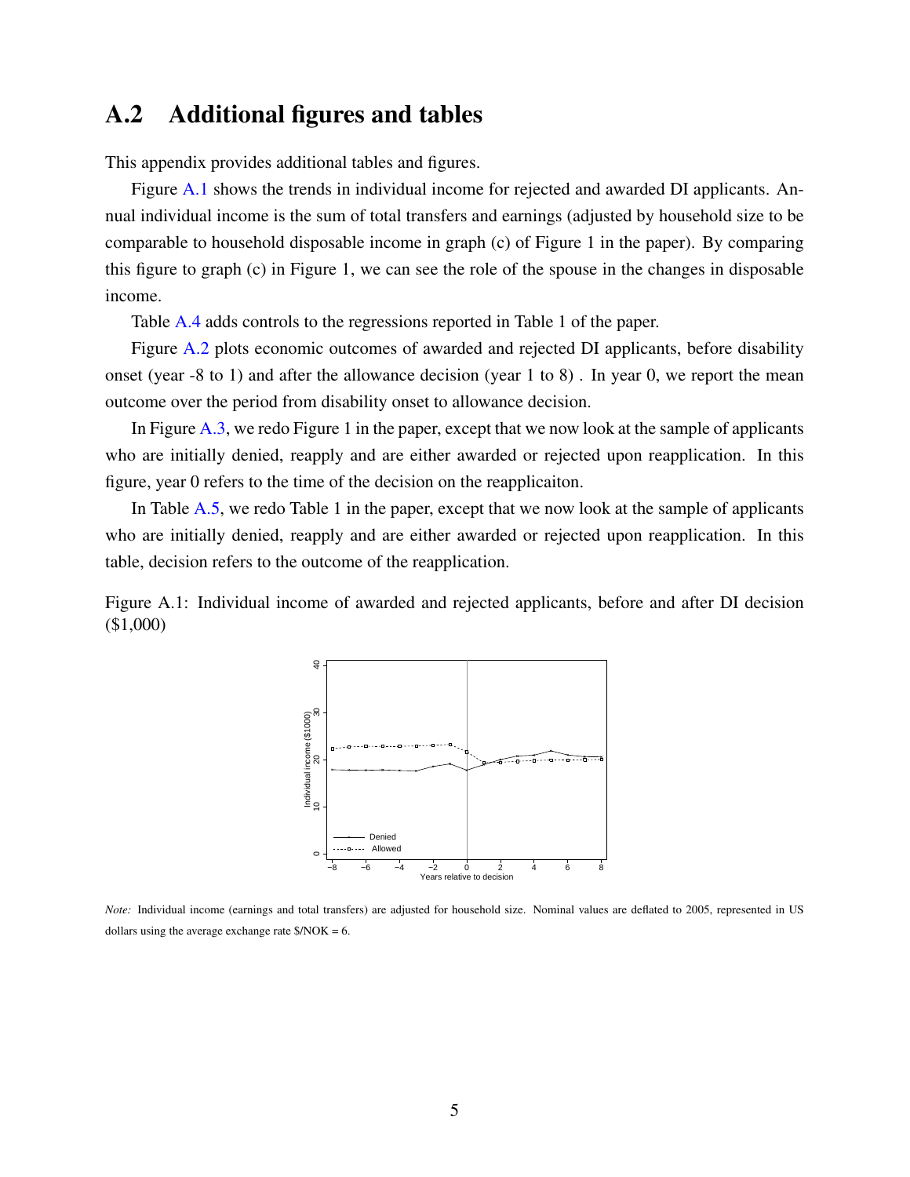## A.2 Additional figures and tables

This appendix provides additional tables and figures.

Figure A.1 shows the trends in individual income for rejected and awarded DI applicants. Annual individual income is the sum of total transfers and earnings (adjusted by household size to be comparable to household disposable income in graph (c) of Figure 1 in the paper). By comparing this figure to graph (c) in Figure 1, we can see the role of the spouse in the changes in disposable income.

Table A.4 adds controls to the regressions reported in Table 1 of the paper.

Figure A.2 plots economic outcomes of awarded and rejected DI applicants, before disability onset (year -8 to 1) and after the allowance decision (year 1 to 8) . In year 0, we report the mean outcome over the period from disability onset to allowance decision.

In Figure A.3, we redo Figure 1 in the paper, except that we now look at the sample of applicants who are initially denied, reapply and are either awarded or rejected upon reapplication. In this figure, year 0 refers to the time of the decision on the reapplicaiton.

In Table A.5, we redo Table 1 in the paper, except that we now look at the sample of applicants who are initially denied, reapply and are either awarded or rejected upon reapplication. In this table, decision refers to the outcome of the reapplication.

Figure A.1: Individual income of awarded and rejected applicants, before and after DI decision ($1,000)

*Note:* Individual income (earnings and total transfers) are adjusted for household size. Nominal values are deflated to 2005, represented in US dollars using the average exchange rate $/NOK = 6.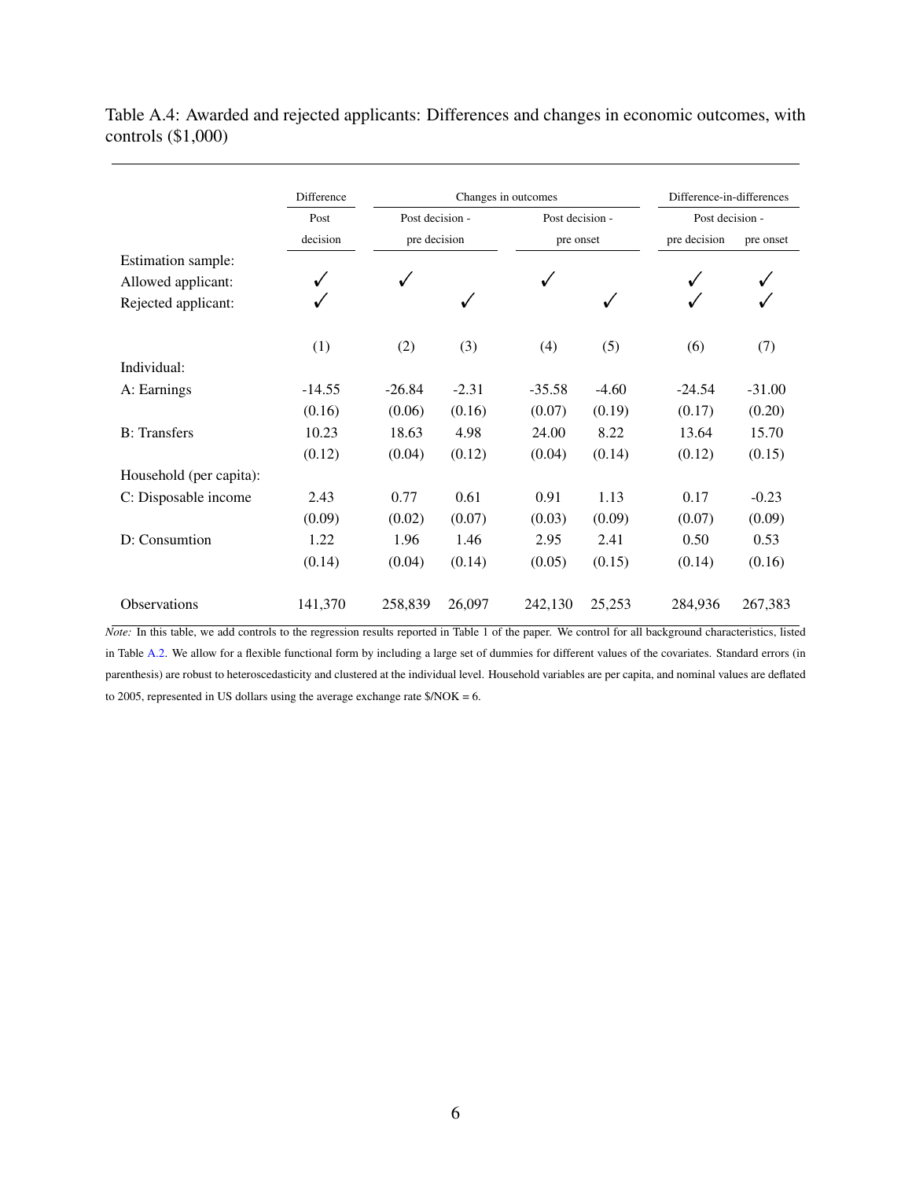Table A.4: Awarded and rejected applicants: Differences and changes in economic outcomes, with controls ($1,000)

| | Difference | Changes in outcomes | | | | Difference-in-differences | |
|---|---|---|---|---|---|---|---|
| | Post decision | Post decision - pre decision | | Post decision - pre onset | | Post decision - | |
| | | | | | | pre decision | pre onset |
| Estimation sample: | | | | | | | |
| Allowed applicant: | ✓ | ✓ | | ✓ | | ✓ | ✓ |
| Rejected applicant: | ✓ | | ✓ | | ✓ | ✓ | ✓ |
| | (1) | (2) | (3) | (4) | (5) | (6) | (7) |
| Individual: | | | | | | | |
| A: Earnings | -14.55 | -26.84 | -2.31 | -35.58 | -4.60 | -24.54 | -31.00 |
| | (0.16) | (0.06) | (0.16) | (0.07) | (0.19) | (0.17) | (0.20) |
| B: Transfers | 10.23 | 18.63 | 4.98 | 24.00 | 8.22 | 13.64 | 15.70 |
| | (0.12) | (0.04) | (0.12) | (0.04) | (0.14) | (0.12) | (0.15) |
| Household (per capita): | | | | | | | |
| C: Disposable income | 2.43 | 0.77 | 0.61 | 0.91 | 1.13 | 0.17 | -0.23 |
| | (0.09) | (0.02) | (0.07) | (0.03) | (0.09) | (0.07) | (0.09) |
| D: Consumtion | 1.22 | 1.96 | 1.46 | 2.95 | 2.41 | 0.50 | 0.53 |
| | (0.14) | (0.04) | (0.14) | (0.05) | (0.15) | (0.14) | (0.16) |
| Observations | 141,370 | 258,839 | 26,097 | 242,130 | 25,253 | 284,936 | 267,383 |

*Note:* In this table, we add controls to the regression results reported in Table 1 of the paper. We control for all background characteristics, listed in Table A.2. We allow for a flexible functional form by including a large set of dummies for different values of the covariates. Standard errors (in parenthesis) are robust to heteroscedasticity and clustered at the individual level. Household variables are per capita, and nominal values are deflated to 2005, represented in US dollars using the average exchange rate $/NOK = 6.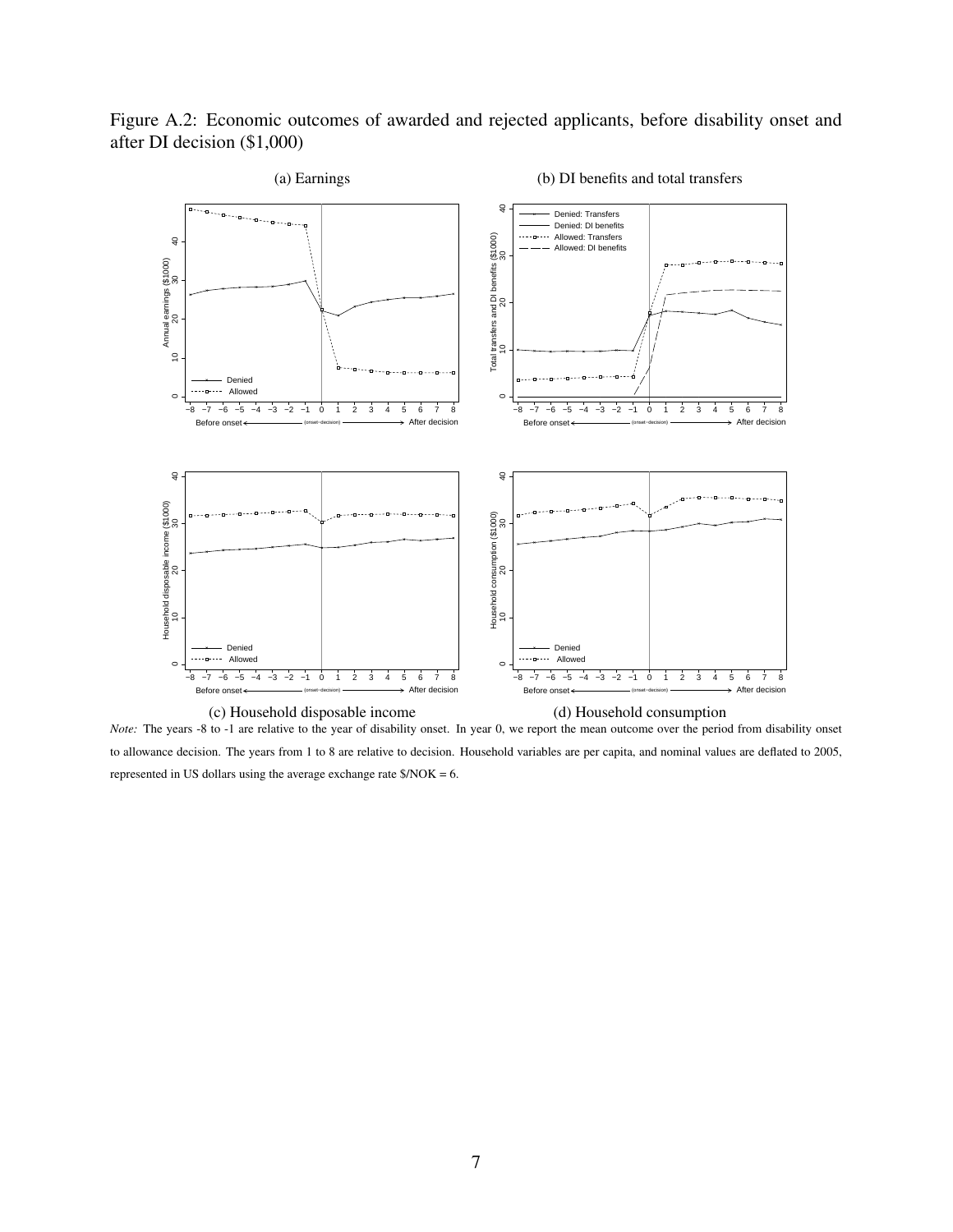Figure A.2: Economic outcomes of awarded and rejected applicants, before disability onset and after DI decision ($1,000)

(a) Earnings

(b) DI benefits and total transfers

(c) Household disposable income

(d) Household consumption

*Note:* The years -8 to -1 are relative to the year of disability onset. In year 0, we report the mean outcome over the period from disability onset to allowance decision. The years from 1 to 8 are relative to decision. Household variables are per capita, and nominal values are deflated to 2005, represented in US dollars using the average exchange rate $/NOK = 6.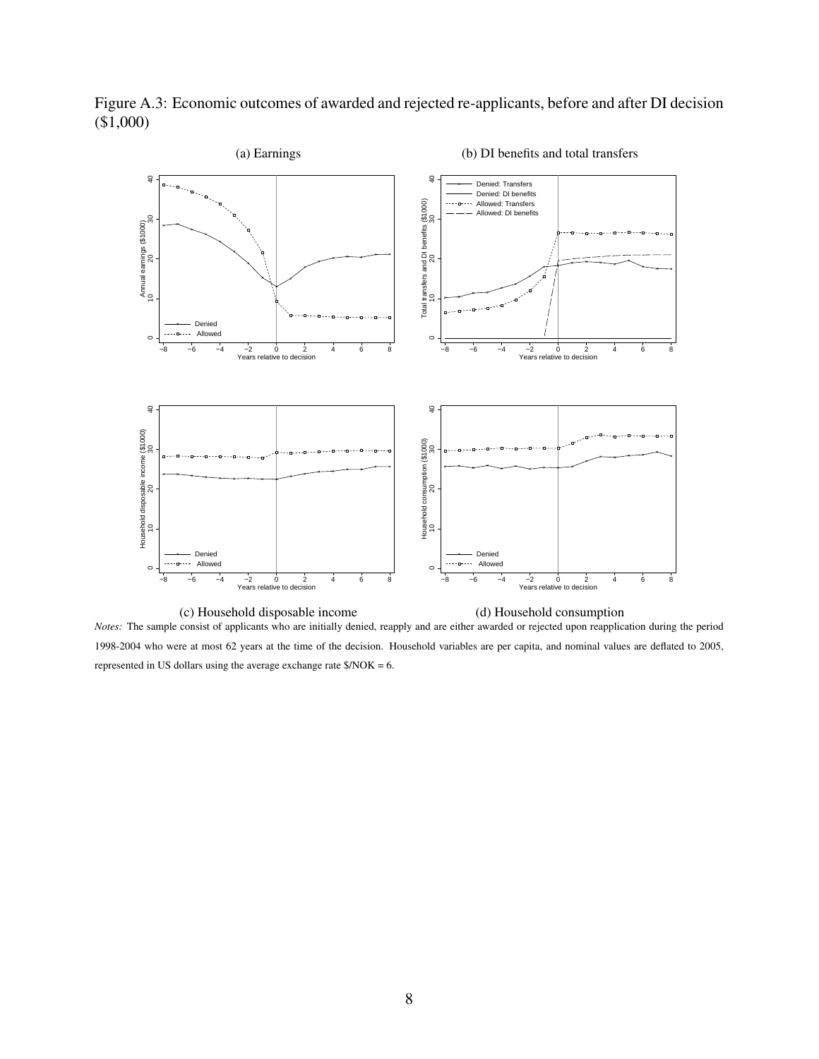Figure A.3: Economic outcomes of awarded and rejected re-applicants, before and after DI decision ($1,000)

(a) Earnings

(b) DI benefits and total transfers

(c) Household disposable income

(d) Household consumption

*Notes:* The sample consist of applicants who are initially denied, reapply and are either awarded or rejected upon reapplication during the period 1998-2004 who were at most 62 years at the time of the decision. Household variables are per capita, and nominal values are deflated to 2005, represented in US dollars using the average exchange rate $/NOK = 6.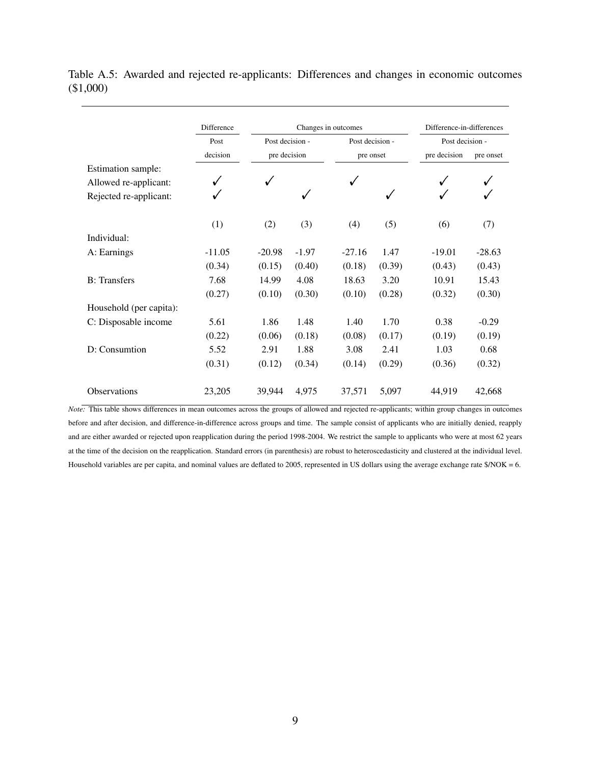Table A.5: Awarded and rejected re-applicants: Differences and changes in economic outcomes ($1,000)

| | Difference | Changes in outcomes | | | | Difference-in-differences | |
|---|---|---|---|---|---|---|---|
| | Post decision | Post decision - pre decision | | Post decision - pre onset | | Post decision - | |
| | | | | | | pre decision | pre onset |
| Estimation sample: | | | | | | | |
| Allowed re-applicant: | ✓ | ✓ | | ✓ | | ✓ | ✓ |
| Rejected re-applicant: | ✓ | | ✓ | | ✓ | ✓ | ✓ |
| | (1) | (2) | (3) | (4) | (5) | (6) | (7) |
| Individual: | | | | | | | |
| A: Earnings | -11.05 | -20.98 | -1.97 | -27.16 | 1.47 | -19.01 | -28.63 |
| | (0.34) | (0.15) | (0.40) | (0.18) | (0.39) | (0.43) | (0.43) |
| B: Transfers | 7.68 | 14.99 | 4.08 | 18.63 | 3.20 | 10.91 | 15.43 |
| | (0.27) | (0.10) | (0.30) | (0.10) | (0.28) | (0.32) | (0.30) |
| Household (per capita): | | | | | | | |
| C: Disposable income | 5.61 | 1.86 | 1.48 | 1.40 | 1.70 | 0.38 | -0.29 |
| | (0.22) | (0.06) | (0.18) | (0.08) | (0.17) | (0.19) | (0.19) |
| D: Consumtion | 5.52 | 2.91 | 1.88 | 3.08 | 2.41 | 1.03 | 0.68 |
| | (0.31) | (0.12) | (0.34) | (0.14) | (0.29) | (0.36) | (0.32) |
| Observations | 23,205 | 39,944 | 4,975 | 37,571 | 5,097 | 44,919 | 42,668 |

*Note:* This table shows differences in mean outcomes across the groups of allowed and rejected re-applicants; within group changes in outcomes before and after decision, and difference-in-difference across groups and time. The sample consist of applicants who are initially denied, reapply and are either awarded or rejected upon reapplication during the period 1998-2004. We restrict the sample to applicants who were at most 62 years at the time of the decision on the reapplication. Standard errors (in parenthesis) are robust to heteroscedasticity and clustered at the individual level. Household variables are per capita, and nominal values are deflated to 2005, represented in US dollars using the average exchange rate $/NOK = 6.